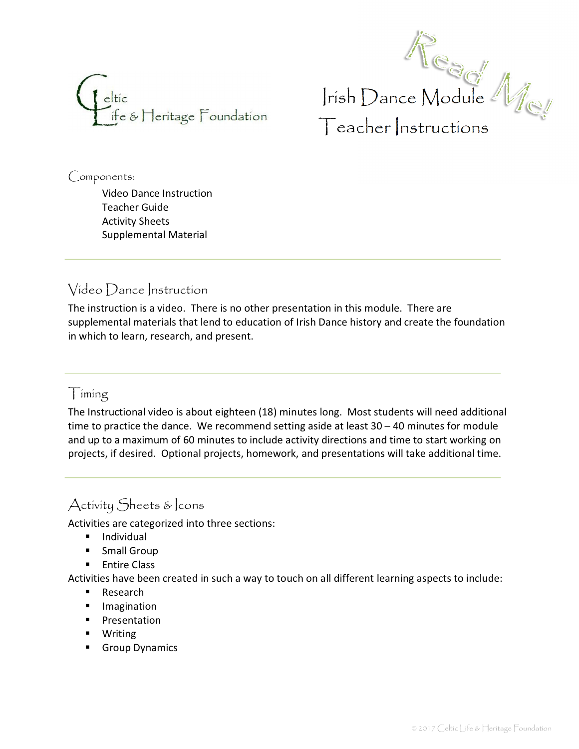Celtic Life & Heritage Foundation

# Irish Dance Module Teacher Instructions

Read Me!

## Components:

- Video Dance Instruction
- Teacher Guide
- Activity Sheets
- Supplemental Material

---

## Video Dance Instruction

The instruction is a video. There is no other presentation in this module. There are supplemental materials that lend to education of Irish Dance history and create the foundation in which to learn, research, and present.

---

## Timing

The Instructional video is about eighteen (18) minutes long. Most students will need additional time to practice the dance. We recommend setting aside at least 30 – 40 minutes for module and up to a maximum of 60 minutes to include activity directions and time to start working on projects, if desired. Optional projects, homework, and presentations will take additional time.

---

## Activity Sheets & Icons

Activities are categorized into three sections:

- Individual
- Small Group
- Entire Class

Activities have been created in such a way to touch on all different learning aspects to include:

- Research
- Imagination
- Presentation
- Writing
- Group Dynamics

© 2017 Celtic Life & Heritage Foundation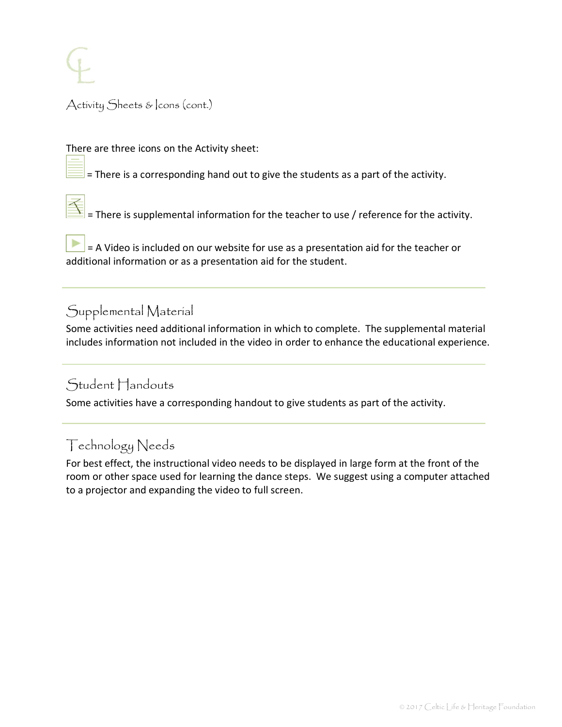## Activity Sheets & Icons (cont.)

There are three icons on the Activity sheet:

= There is a corresponding hand out to give the students as a part of the activity.

= There is supplemental information for the teacher to use / reference for the activity.

= A Video is included on our website for use as a presentation aid for the teacher or additional information or as a presentation aid for the student.

---

## Supplemental Material

Some activities need additional information in which to complete. The supplemental material includes information not included in the video in order to enhance the educational experience.

---

## Student Handouts

Some activities have a corresponding handout to give students as part of the activity.

---

## Technology Needs

For best effect, the instructional video needs to be displayed in large form at the front of the room or other space used for learning the dance steps. We suggest using a computer attached to a projector and expanding the video to full screen.